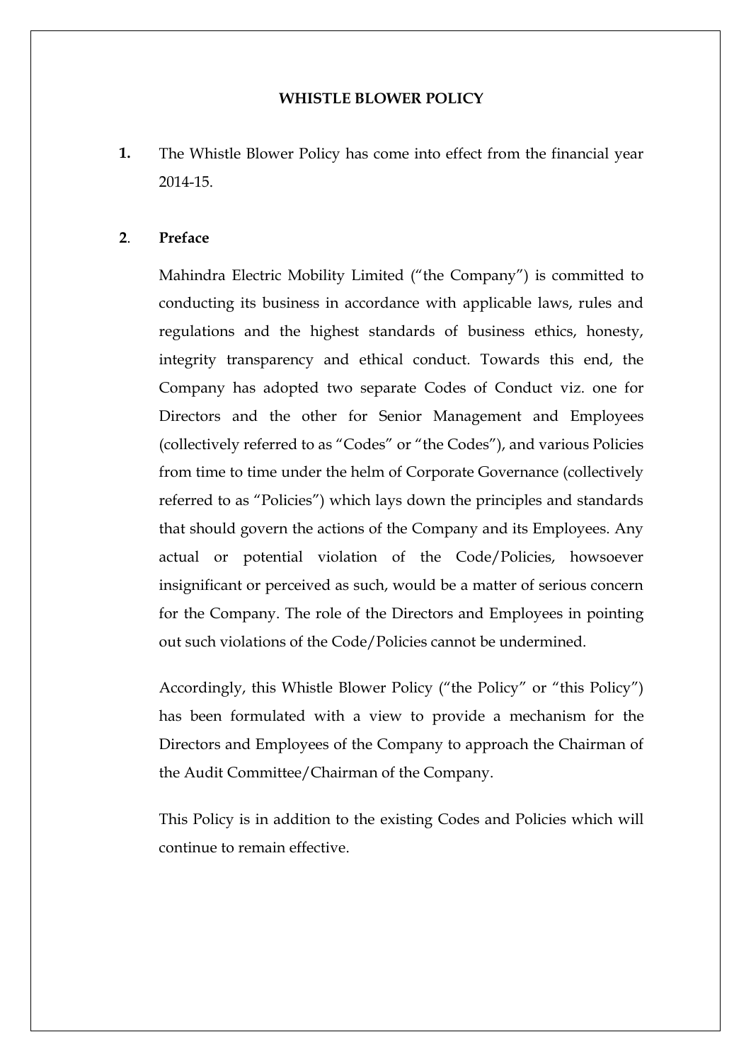# WHISTLE BLOWER POLICY

**1.** The Whistle Blower Policy has come into effect from the financial year 2014-15.

**2. Preface**

Mahindra Electric Mobility Limited ("the Company") is committed to conducting its business in accordance with applicable laws, rules and regulations and the highest standards of business ethics, honesty, integrity transparency and ethical conduct. Towards this end, the Company has adopted two separate Codes of Conduct viz. one for Directors and the other for Senior Management and Employees (collectively referred to as "Codes" or "the Codes"), and various Policies from time to time under the helm of Corporate Governance (collectively referred to as "Policies") which lays down the principles and standards that should govern the actions of the Company and its Employees. Any actual or potential violation of the Code/Policies, howsoever insignificant or perceived as such, would be a matter of serious concern for the Company. The role of the Directors and Employees in pointing out such violations of the Code/Policies cannot be undermined.

Accordingly, this Whistle Blower Policy ("the Policy" or "this Policy") has been formulated with a view to provide a mechanism for the Directors and Employees of the Company to approach the Chairman of the Audit Committee/Chairman of the Company.

This Policy is in addition to the existing Codes and Policies which will continue to remain effective.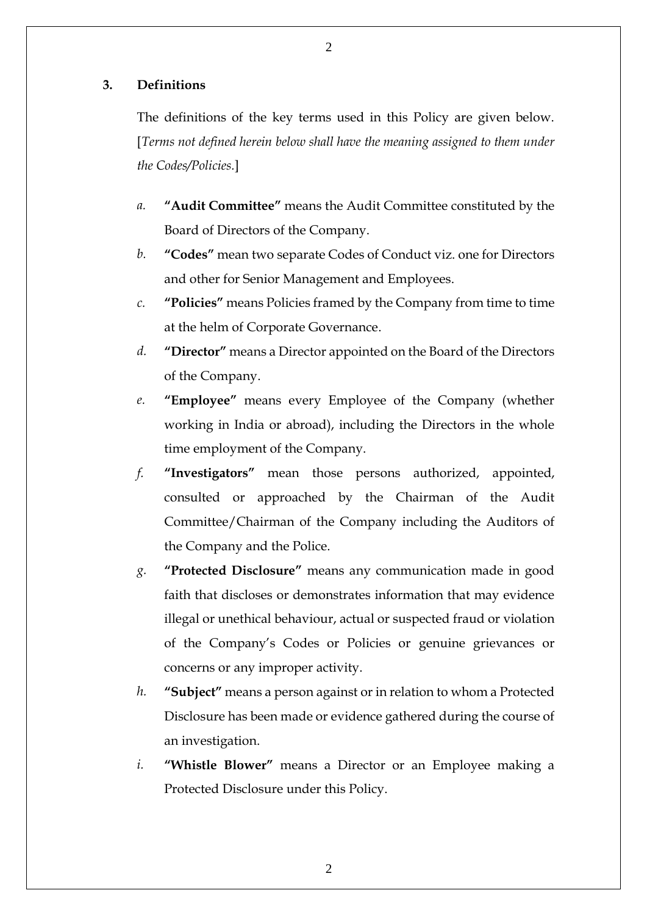## 3. Definitions

The definitions of the key terms used in this Policy are given below. [*Terms not defined herein below shall have the meaning assigned to them under the Codes/Policies.*]

*a.* **"Audit Committee"** means the Audit Committee constituted by the Board of Directors of the Company.

*b.* **"Codes"** mean two separate Codes of Conduct viz. one for Directors and other for Senior Management and Employees.

*c.* **"Policies"** means Policies framed by the Company from time to time at the helm of Corporate Governance.

*d.* **"Director"** means a Director appointed on the Board of the Directors of the Company.

*e.* **"Employee"** means every Employee of the Company (whether working in India or abroad), including the Directors in the whole time employment of the Company.

*f.* **"Investigators"** mean those persons authorized, appointed, consulted or approached by the Chairman of the Audit Committee/Chairman of the Company including the Auditors of the Company and the Police.

*g.* **"Protected Disclosure"** means any communication made in good faith that discloses or demonstrates information that may evidence illegal or unethical behaviour, actual or suspected fraud or violation of the Company's Codes or Policies or genuine grievances or concerns or any improper activity.

*h.* **"Subject"** means a person against or in relation to whom a Protected Disclosure has been made or evidence gathered during the course of an investigation.

*i.* **"Whistle Blower"** means a Director or an Employee making a Protected Disclosure under this Policy.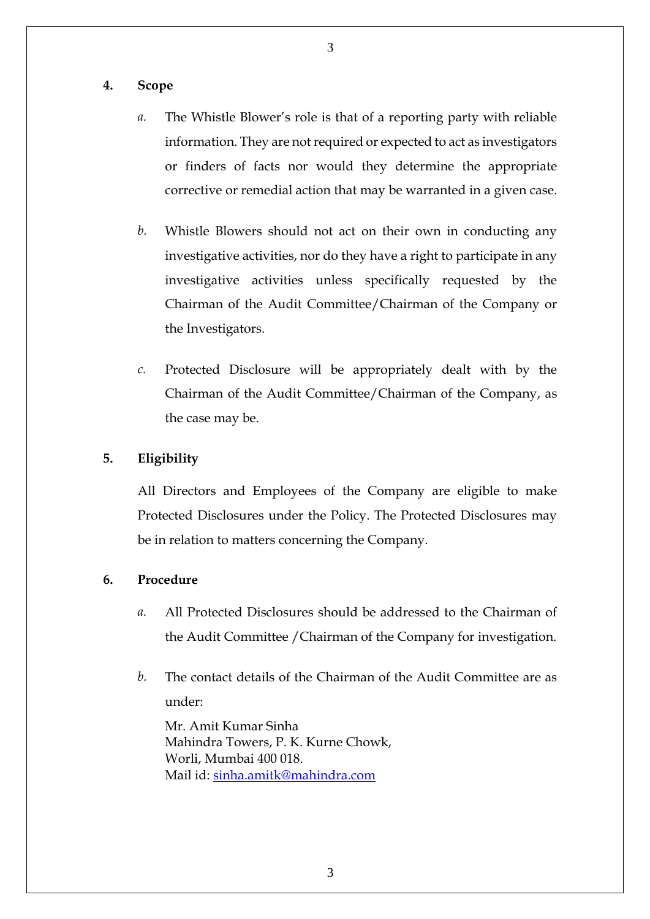## 4. Scope

*a.* The Whistle Blower's role is that of a reporting party with reliable information. They are not required or expected to act as investigators or finders of facts nor would they determine the appropriate corrective or remedial action that may be warranted in a given case.

*b.* Whistle Blowers should not act on their own in conducting any investigative activities, nor do they have a right to participate in any investigative activities unless specifically requested by the Chairman of the Audit Committee/Chairman of the Company or the Investigators.

*c.* Protected Disclosure will be appropriately dealt with by the Chairman of the Audit Committee/Chairman of the Company, as the case may be.

## 5. Eligibility

All Directors and Employees of the Company are eligible to make Protected Disclosures under the Policy. The Protected Disclosures may be in relation to matters concerning the Company.

## 6. Procedure

*a.* All Protected Disclosures should be addressed to the Chairman of the Audit Committee /Chairman of the Company for investigation.

*b.* The contact details of the Chairman of the Audit Committee are as under:

Mr. Amit Kumar Sinha
Mahindra Towers, P. K. Kurne Chowk,
Worli, Mumbai 400 018.
Mail id: sinha.amitk@mahindra.com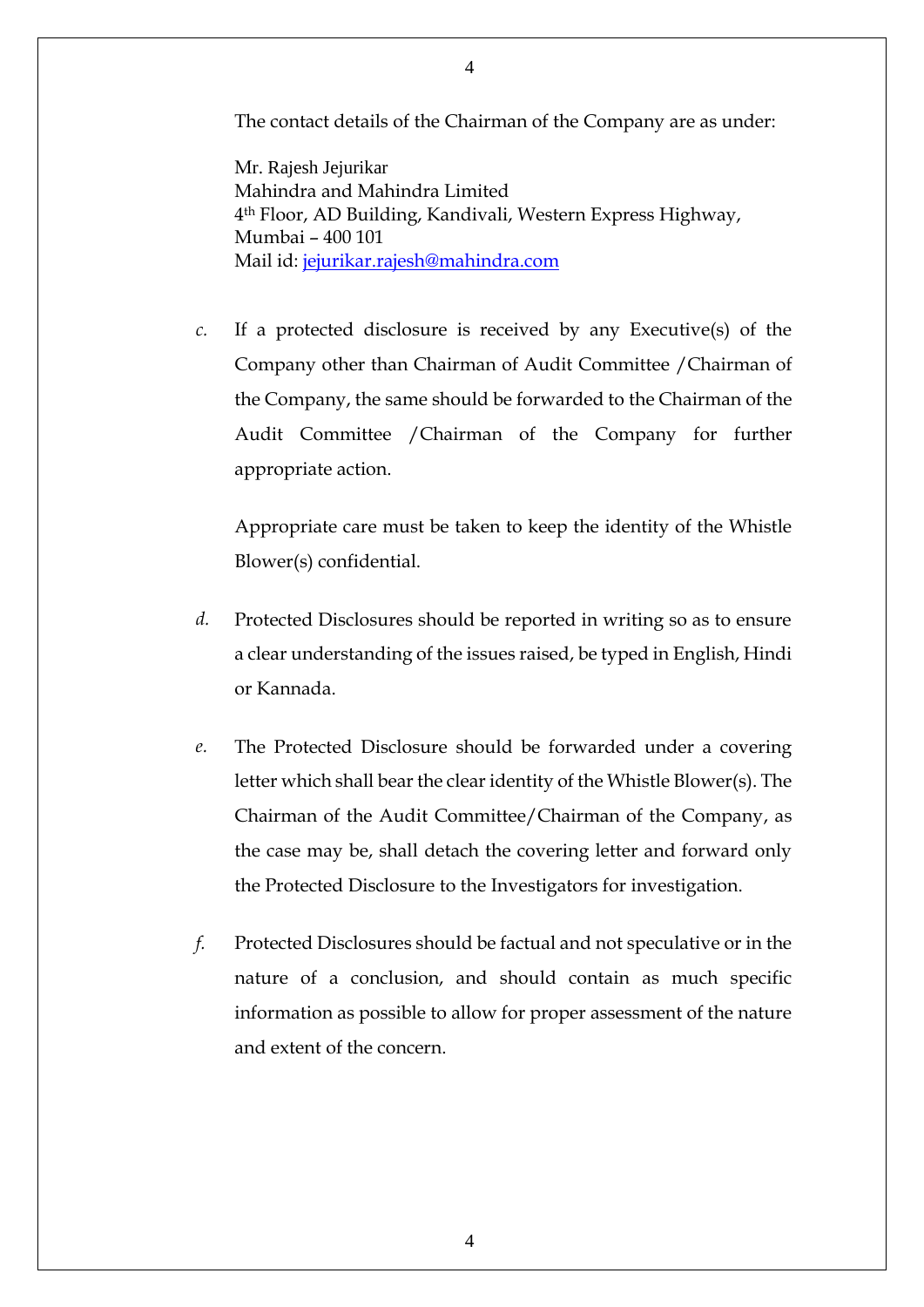The contact details of the Chairman of the Company are as under:

Mr. Rajesh Jejurikar  
Mahindra and Mahindra Limited  
4th Floor, AD Building, Kandivali, Western Express Highway,  
Mumbai – 400 101  
Mail id: jejurikar.rajesh@mahindra.com

*c.* If a protected disclosure is received by any Executive(s) of the Company other than Chairman of Audit Committee /Chairman of the Company, the same should be forwarded to the Chairman of the Audit Committee /Chairman of the Company for further appropriate action.

Appropriate care must be taken to keep the identity of the Whistle Blower(s) confidential.

*d.* Protected Disclosures should be reported in writing so as to ensure a clear understanding of the issues raised, be typed in English, Hindi or Kannada.

*e.* The Protected Disclosure should be forwarded under a covering letter which shall bear the clear identity of the Whistle Blower(s). The Chairman of the Audit Committee/Chairman of the Company, as the case may be, shall detach the covering letter and forward only the Protected Disclosure to the Investigators for investigation.

*f.* Protected Disclosures should be factual and not speculative or in the nature of a conclusion, and should contain as much specific information as possible to allow for proper assessment of the nature and extent of the concern.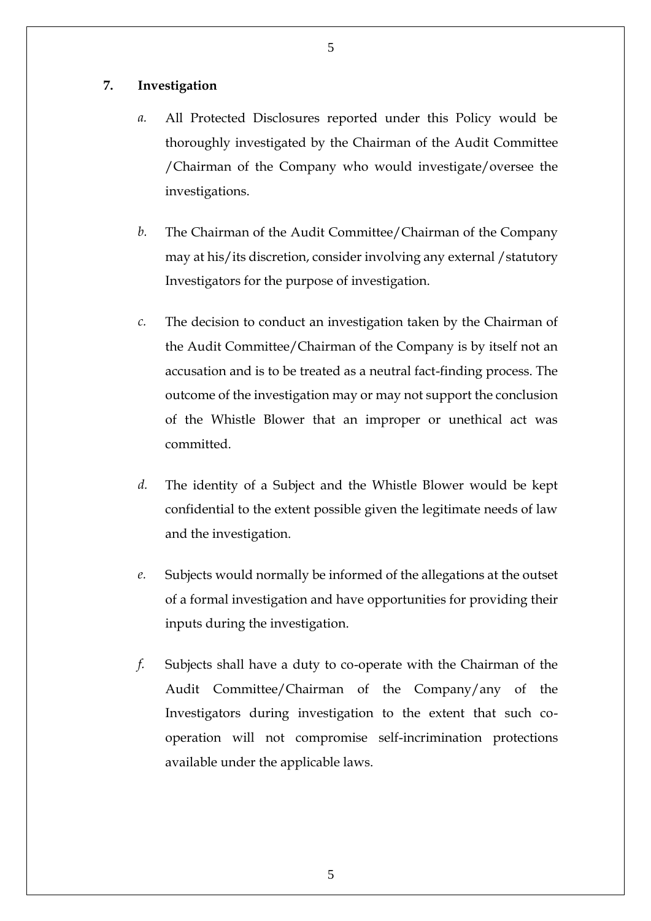## 7. Investigation

*a.* All Protected Disclosures reported under this Policy would be thoroughly investigated by the Chairman of the Audit Committee /Chairman of the Company who would investigate/oversee the investigations.

*b.* The Chairman of the Audit Committee/Chairman of the Company may at his/its discretion, consider involving any external /statutory Investigators for the purpose of investigation.

*c.* The decision to conduct an investigation taken by the Chairman of the Audit Committee/Chairman of the Company is by itself not an accusation and is to be treated as a neutral fact-finding process. The outcome of the investigation may or may not support the conclusion of the Whistle Blower that an improper or unethical act was committed.

*d.* The identity of a Subject and the Whistle Blower would be kept confidential to the extent possible given the legitimate needs of law and the investigation.

*e.* Subjects would normally be informed of the allegations at the outset of a formal investigation and have opportunities for providing their inputs during the investigation.

*f.* Subjects shall have a duty to co-operate with the Chairman of the Audit Committee/Chairman of the Company/any of the Investigators during investigation to the extent that such co-operation will not compromise self-incrimination protections available under the applicable laws.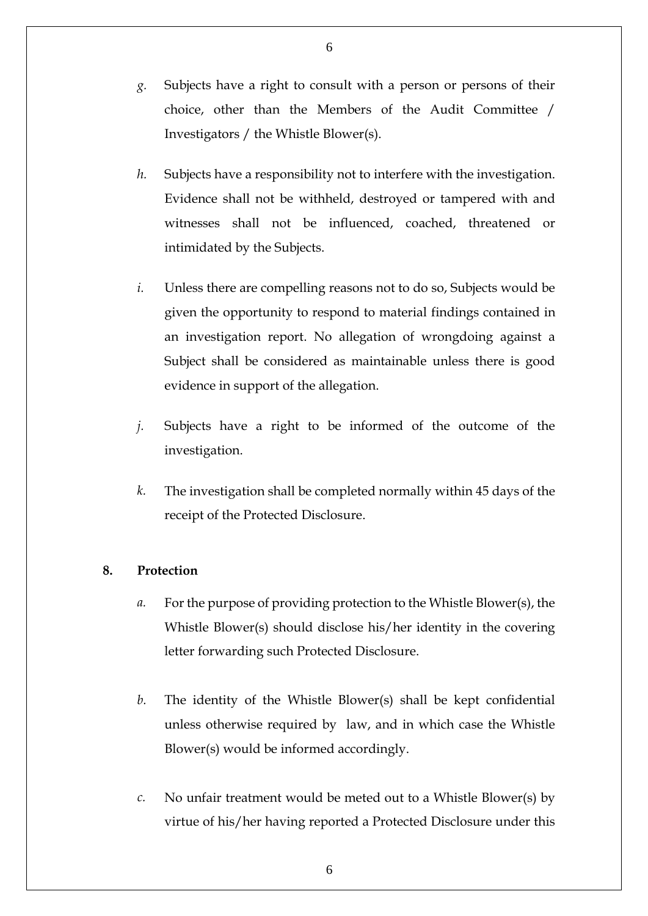*g.* Subjects have a right to consult with a person or persons of their choice, other than the Members of the Audit Committee / Investigators / the Whistle Blower(s).

*h.* Subjects have a responsibility not to interfere with the investigation. Evidence shall not be withheld, destroyed or tampered with and witnesses shall not be influenced, coached, threatened or intimidated by the Subjects.

*i.* Unless there are compelling reasons not to do so, Subjects would be given the opportunity to respond to material findings contained in an investigation report. No allegation of wrongdoing against a Subject shall be considered as maintainable unless there is good evidence in support of the allegation.

*j.* Subjects have a right to be informed of the outcome of the investigation.

*k.* The investigation shall be completed normally within 45 days of the receipt of the Protected Disclosure.

**8. Protection**

*a.* For the purpose of providing protection to the Whistle Blower(s), the Whistle Blower(s) should disclose his/her identity in the covering letter forwarding such Protected Disclosure.

*b.* The identity of the Whistle Blower(s) shall be kept confidential unless otherwise required by law, and in which case the Whistle Blower(s) would be informed accordingly.

*c.* No unfair treatment would be meted out to a Whistle Blower(s) by virtue of his/her having reported a Protected Disclosure under this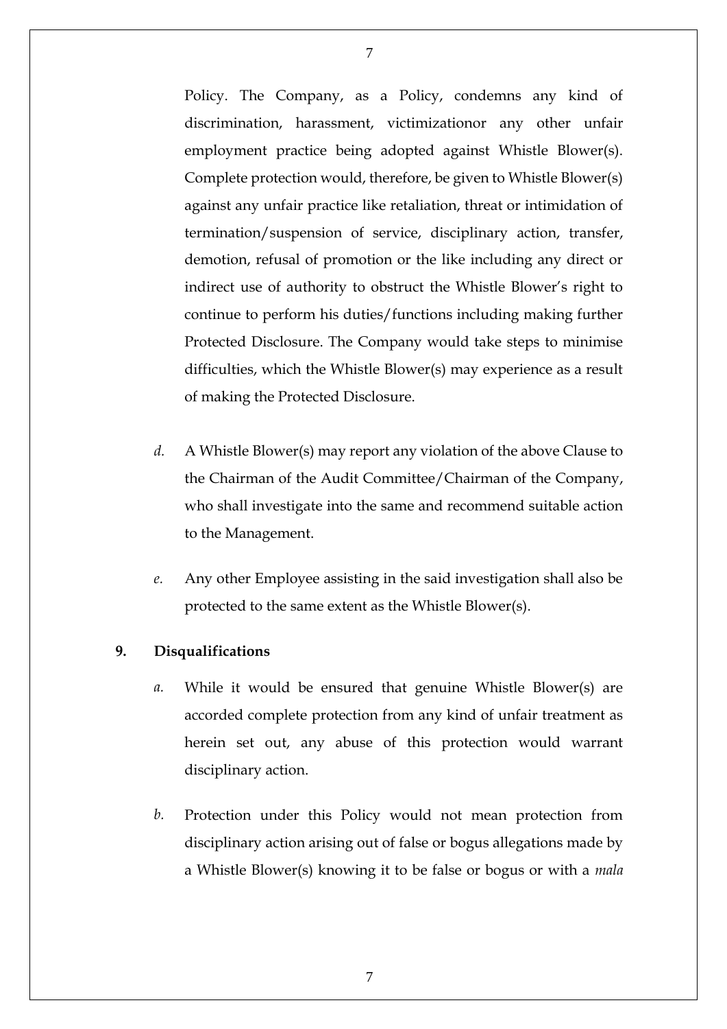Policy. The Company, as a Policy, condemns any kind of discrimination, harassment, victimizationor any other unfair employment practice being adopted against Whistle Blower(s). Complete protection would, therefore, be given to Whistle Blower(s) against any unfair practice like retaliation, threat or intimidation of termination/suspension of service, disciplinary action, transfer, demotion, refusal of promotion or the like including any direct or indirect use of authority to obstruct the Whistle Blower's right to continue to perform his duties/functions including making further Protected Disclosure. The Company would take steps to minimise difficulties, which the Whistle Blower(s) may experience as a result of making the Protected Disclosure.

*d.* A Whistle Blower(s) may report any violation of the above Clause to the Chairman of the Audit Committee/Chairman of the Company, who shall investigate into the same and recommend suitable action to the Management.

*e.* Any other Employee assisting in the said investigation shall also be protected to the same extent as the Whistle Blower(s).

**9. Disqualifications**

*a.* While it would be ensured that genuine Whistle Blower(s) are accorded complete protection from any kind of unfair treatment as herein set out, any abuse of this protection would warrant disciplinary action.

*b.* Protection under this Policy would not mean protection from disciplinary action arising out of false or bogus allegations made by a Whistle Blower(s) knowing it to be false or bogus or with a *mala*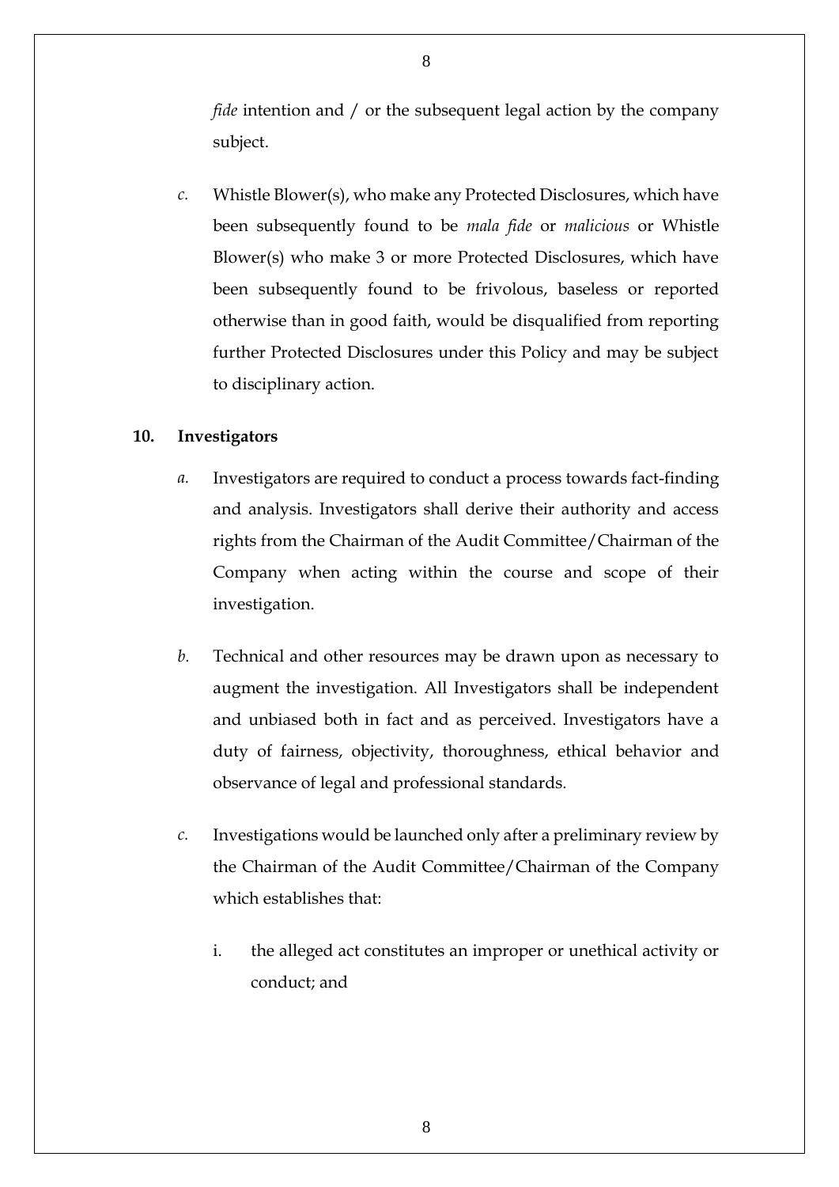*fide* intention and / or the subsequent legal action by the company subject.

*c.* Whistle Blower(s), who make any Protected Disclosures, which have been subsequently found to be *mala fide* or *malicious* or Whistle Blower(s) who make 3 or more Protected Disclosures, which have been subsequently found to be frivolous, baseless or reported otherwise than in good faith, would be disqualified from reporting further Protected Disclosures under this Policy and may be subject to disciplinary action.

**10. Investigators**

*a.* Investigators are required to conduct a process towards fact-finding and analysis. Investigators shall derive their authority and access rights from the Chairman of the Audit Committee/Chairman of the Company when acting within the course and scope of their investigation.

*b.* Technical and other resources may be drawn upon as necessary to augment the investigation. All Investigators shall be independent and unbiased both in fact and as perceived. Investigators have a duty of fairness, objectivity, thoroughness, ethical behavior and observance of legal and professional standards.

*c.* Investigations would be launched only after a preliminary review by the Chairman of the Audit Committee/Chairman of the Company which establishes that:

i. the alleged act constitutes an improper or unethical activity or conduct; and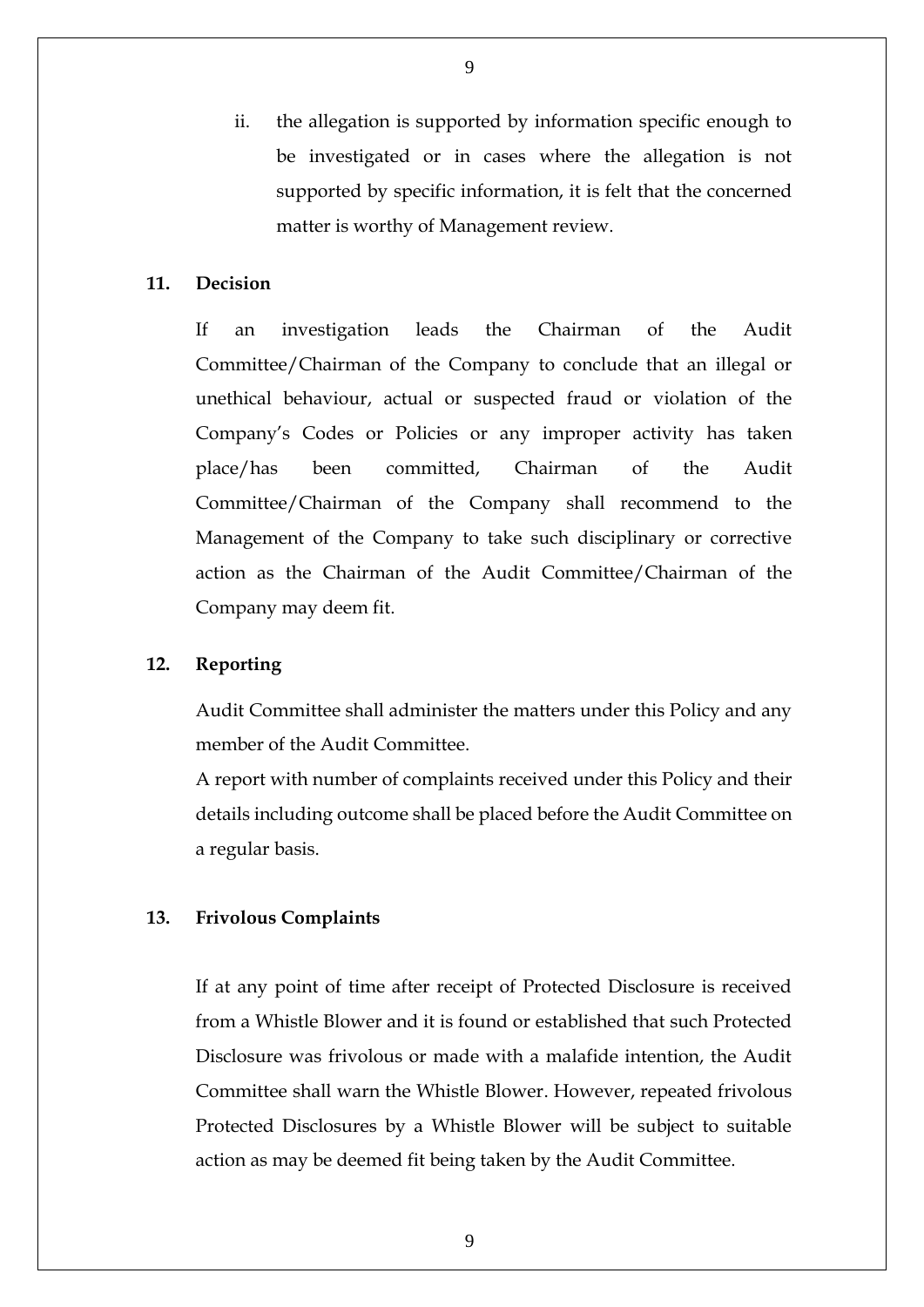ii. the allegation is supported by information specific enough to be investigated or in cases where the allegation is not supported by specific information, it is felt that the concerned matter is worthy of Management review.

## 11. Decision

If an investigation leads the Chairman of the Audit Committee/Chairman of the Company to conclude that an illegal or unethical behaviour, actual or suspected fraud or violation of the Company's Codes or Policies or any improper activity has taken place/has been committed, Chairman of the Audit Committee/Chairman of the Company shall recommend to the Management of the Company to take such disciplinary or corrective action as the Chairman of the Audit Committee/Chairman of the Company may deem fit.

## 12. Reporting

Audit Committee shall administer the matters under this Policy and any member of the Audit Committee.

A report with number of complaints received under this Policy and their details including outcome shall be placed before the Audit Committee on a regular basis.

## 13. Frivolous Complaints

If at any point of time after receipt of Protected Disclosure is received from a Whistle Blower and it is found or established that such Protected Disclosure was frivolous or made with a malafide intention, the Audit Committee shall warn the Whistle Blower. However, repeated frivolous Protected Disclosures by a Whistle Blower will be subject to suitable action as may be deemed fit being taken by the Audit Committee.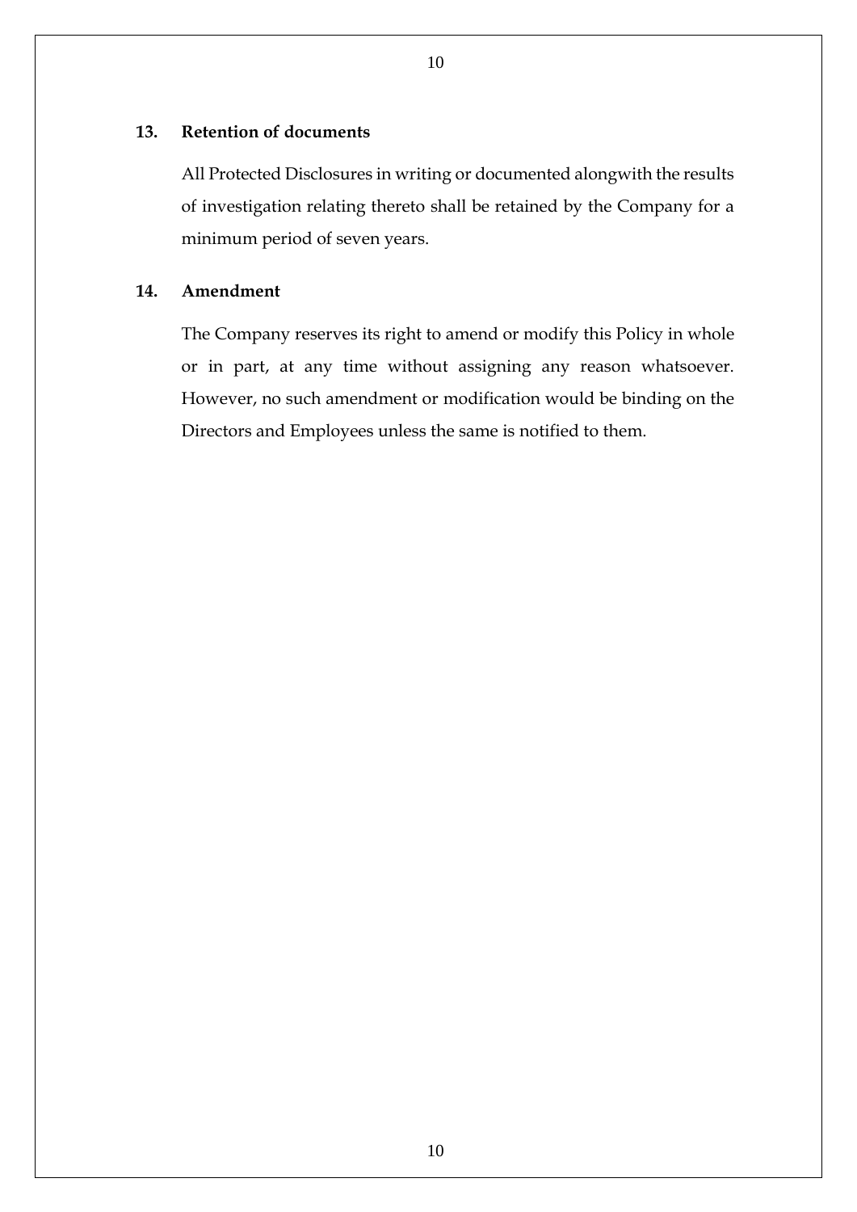**13. Retention of documents**

All Protected Disclosures in writing or documented alongwith the results of investigation relating thereto shall be retained by the Company for a minimum period of seven years.

**14. Amendment**

The Company reserves its right to amend or modify this Policy in whole or in part, at any time without assigning any reason whatsoever. However, no such amendment or modification would be binding on the Directors and Employees unless the same is notified to them.